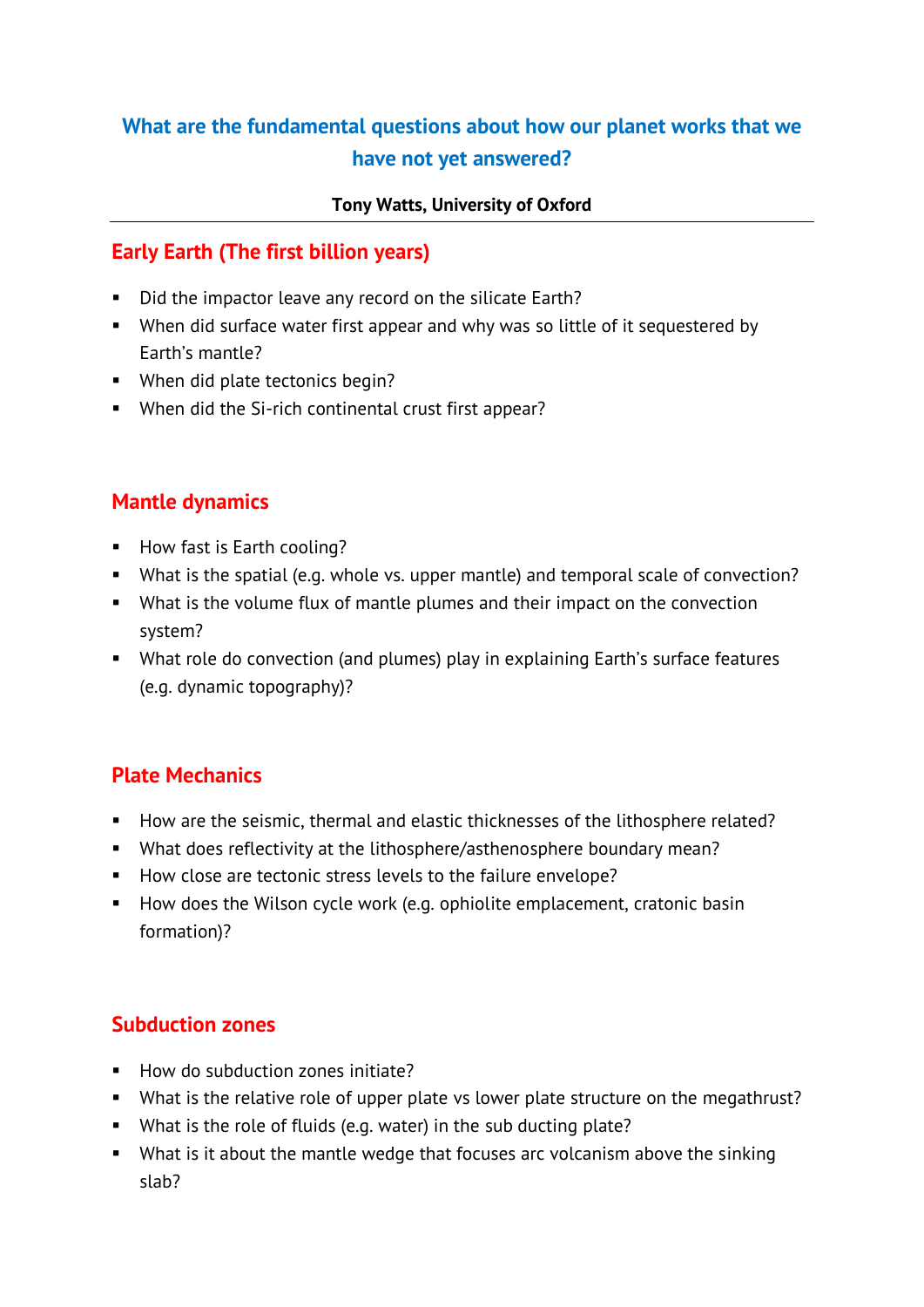# What are the fundamental questions about how our planet works that we have not yet answered?

**Tony Watts, University of Oxford**

## Early Earth (The first billion years)

- Did the impactor leave any record on the silicate Earth?
- When did surface water first appear and why was so little of it sequestered by Earth's mantle?
- When did plate tectonics begin?
- When did the Si-rich continental crust first appear?

## Mantle dynamics

- How fast is Earth cooling?
- What is the spatial (e.g. whole vs. upper mantle) and temporal scale of convection?
- What is the volume flux of mantle plumes and their impact on the convection system?
- What role do convection (and plumes) play in explaining Earth's surface features (e.g. dynamic topography)?

## Plate Mechanics

- How are the seismic, thermal and elastic thicknesses of the lithosphere related?
- What does reflectivity at the lithosphere/asthenosphere boundary mean?
- How close are tectonic stress levels to the failure envelope?
- How does the Wilson cycle work (e.g. ophiolite emplacement, cratonic basin formation)?

## Subduction zones

- How do subduction zones initiate?
- What is the relative role of upper plate vs lower plate structure on the megathrust?
- What is the role of fluids (e.g. water) in the sub ducting plate?
- What is it about the mantle wedge that focuses arc volcanism above the sinking slab?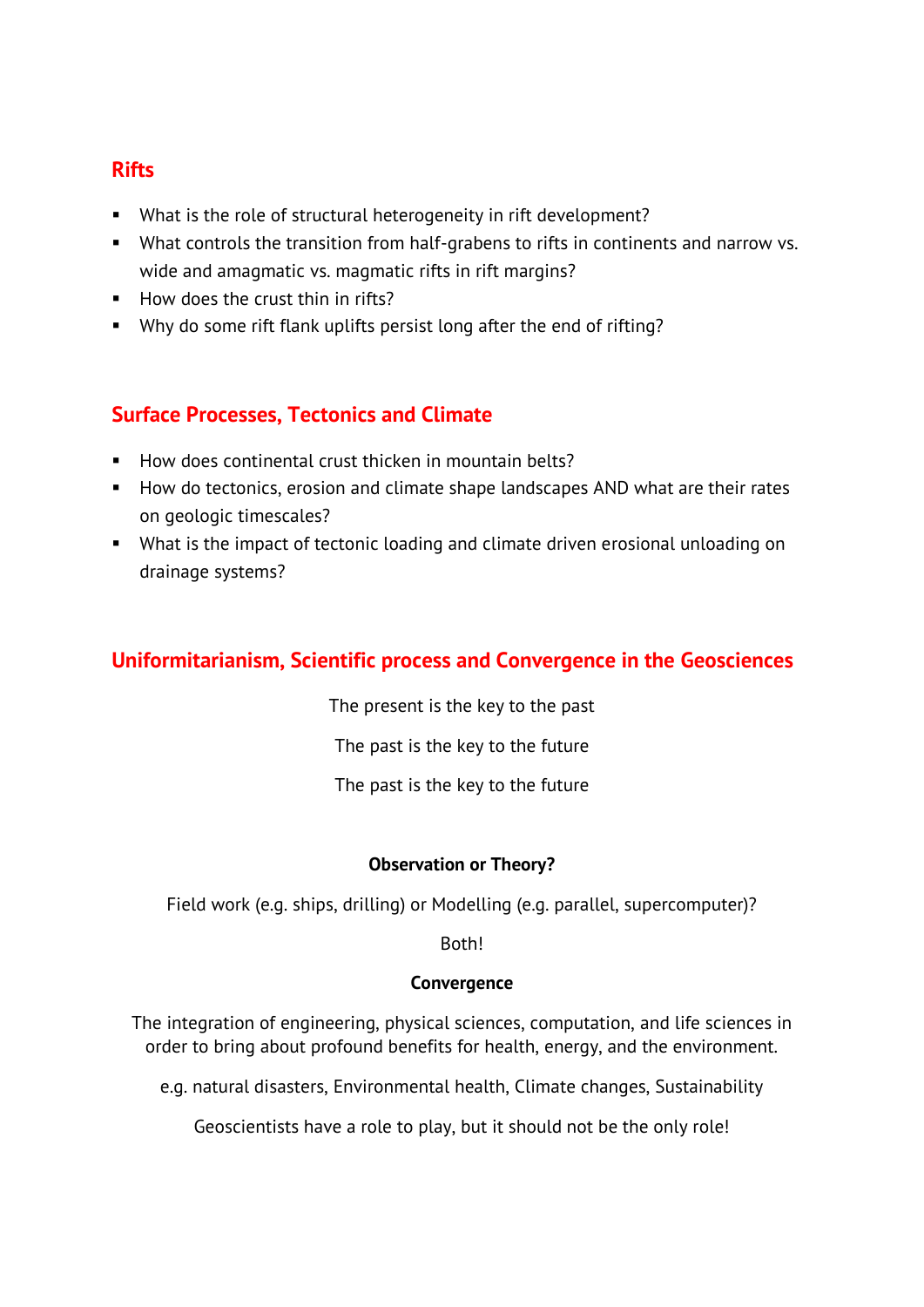## Rifts

- What is the role of structural heterogeneity in rift development?
- What controls the transition from half-grabens to rifts in continents and narrow vs. wide and amagmatic vs. magmatic rifts in rift margins?
- How does the crust thin in rifts?
- Why do some rift flank uplifts persist long after the end of rifting?

## Surface Processes, Tectonics and Climate

- How does continental crust thicken in mountain belts?
- How do tectonics, erosion and climate shape landscapes AND what are their rates on geologic timescales?
- What is the impact of tectonic loading and climate driven erosional unloading on drainage systems?

## Uniformitarianism, Scientific process and Convergence in the Geosciences

The present is the key to the past

The past is the key to the future

The past is the key to the future

**Observation or Theory?**

Field work (e.g. ships, drilling) or Modelling (e.g. parallel, supercomputer)?

Both!

**Convergence**

The integration of engineering, physical sciences, computation, and life sciences in order to bring about profound benefits for health, energy, and the environment.

e.g. natural disasters, Environmental health, Climate changes, Sustainability

Geoscientists have a role to play, but it should not be the only role!